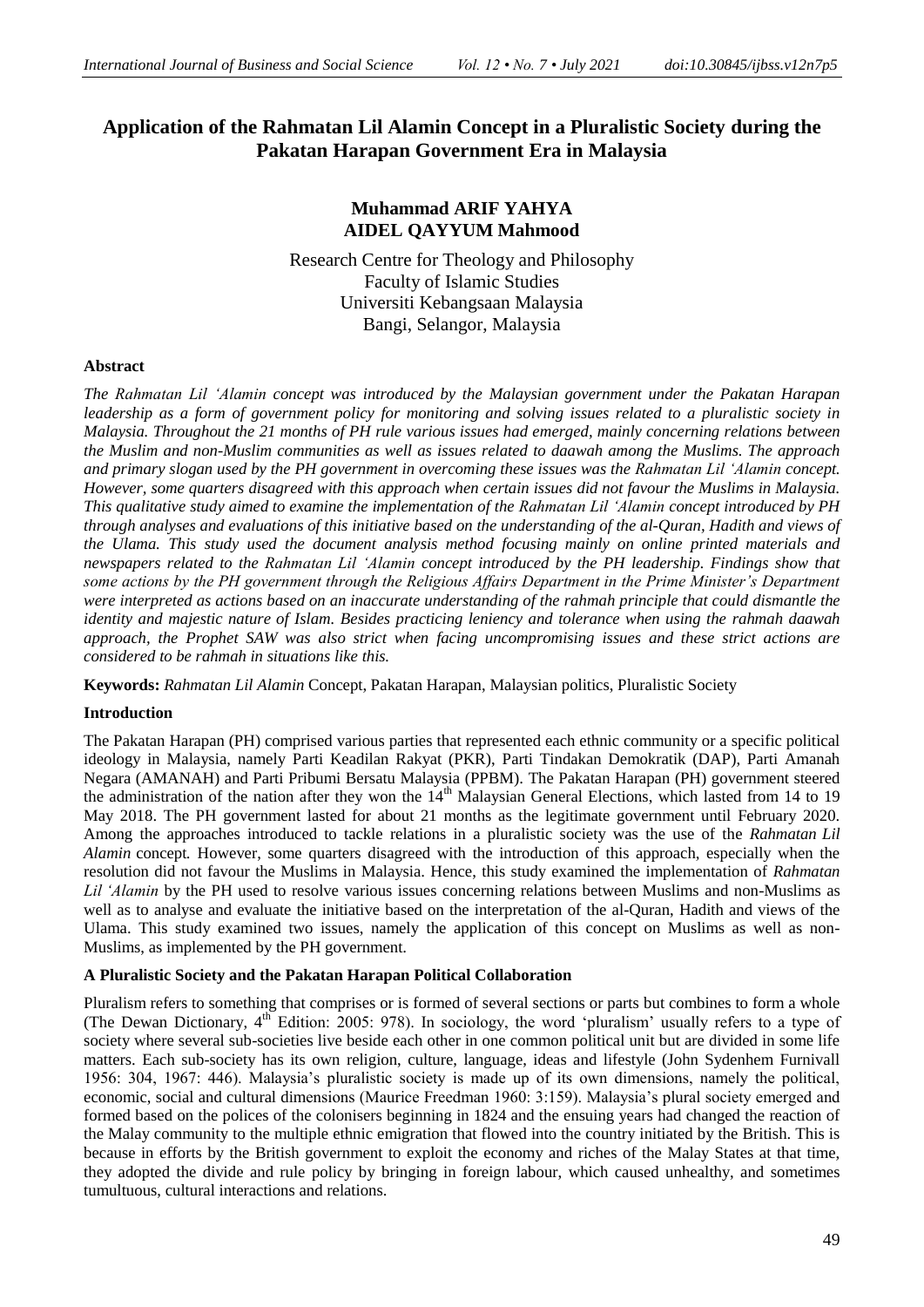# Application of the Rahmatan Lil Alamin Concept in a Pluralistic Society during the Pakatan Harapan Government Era in Malaysia

**Muhammad ARIF YAHYA**
**AIDEL QAYYUM Mahmood**

Research Centre for Theology and Philosophy
Faculty of Islamic Studies
Universiti Kebangsaan Malaysia
Bangi, Selangor, Malaysia

### Abstract

*The Rahmatan Lil 'Alamin concept was introduced by the Malaysian government under the Pakatan Harapan leadership as a form of government policy for monitoring and solving issues related to a pluralistic society in Malaysia. Throughout the 21 months of PH rule various issues had emerged, mainly concerning relations between the Muslim and non-Muslim communities as well as issues related to daawah among the Muslims. The approach and primary slogan used by the PH government in overcoming these issues was the Rahmatan Lil 'Alamin concept. However, some quarters disagreed with this approach when certain issues did not favour the Muslims in Malaysia. This qualitative study aimed to examine the implementation of the Rahmatan Lil 'Alamin concept introduced by PH through analyses and evaluations of this initiative based on the understanding of the al-Quran, Hadith and views of the Ulama. This study used the document analysis method focusing mainly on online printed materials and newspapers related to the Rahmatan Lil 'Alamin concept introduced by the PH leadership. Findings show that some actions by the PH government through the Religious Affairs Department in the Prime Minister's Department were interpreted as actions based on an inaccurate understanding of the rahmah principle that could dismantle the identity and majestic nature of Islam. Besides practicing leniency and tolerance when using the rahmah daawah approach, the Prophet SAW was also strict when facing uncompromising issues and these strict actions are considered to be rahmah in situations like this.*

**Keywords:** *Rahmatan Lil Alamin* Concept, Pakatan Harapan, Malaysian politics, Pluralistic Society

### Introduction

The Pakatan Harapan (PH) comprised various parties that represented each ethnic community or a specific political ideology in Malaysia, namely Parti Keadilan Rakyat (PKR), Parti Tindakan Demokratik (DAP), Parti Amanah Negara (AMANAH) and Parti Pribumi Bersatu Malaysia (PPBM). The Pakatan Harapan (PH) government steered the administration of the nation after they won the 14th Malaysian General Elections, which lasted from 14 to 19 May 2018. The PH government lasted for about 21 months as the legitimate government until February 2020. Among the approaches introduced to tackle relations in a pluralistic society was the use of the *Rahmatan Lil Alamin* concept. However, some quarters disagreed with the introduction of this approach, especially when the resolution did not favour the Muslims in Malaysia. Hence, this study examined the implementation of *Rahmatan Lil 'Alamin* by the PH used to resolve various issues concerning relations between Muslims and non-Muslims as well as to analyse and evaluate the initiative based on the interpretation of the al-Quran, Hadith and views of the Ulama. This study examined two issues, namely the application of this concept on Muslims as well as non-Muslims, as implemented by the PH government.

### A Pluralistic Society and the Pakatan Harapan Political Collaboration

Pluralism refers to something that comprises or is formed of several sections or parts but combines to form a whole (The Dewan Dictionary, 4th Edition: 2005: 978). In sociology, the word 'pluralism' usually refers to a type of society where several sub-societies live beside each other in one common political unit but are divided in some life matters. Each sub-society has its own religion, culture, language, ideas and lifestyle (John Sydenhem Furnivall 1956: 304, 1967: 446). Malaysia's pluralistic society is made up of its own dimensions, namely the political, economic, social and cultural dimensions (Maurice Freedman 1960: 3:159). Malaysia's plural society emerged and formed based on the polices of the colonisers beginning in 1824 and the ensuing years had changed the reaction of the Malay community to the multiple ethnic emigration that flowed into the country initiated by the British. This is because in efforts by the British government to exploit the economy and riches of the Malay States at that time, they adopted the divide and rule policy by bringing in foreign labour, which caused unhealthy, and sometimes tumultuous, cultural interactions and relations.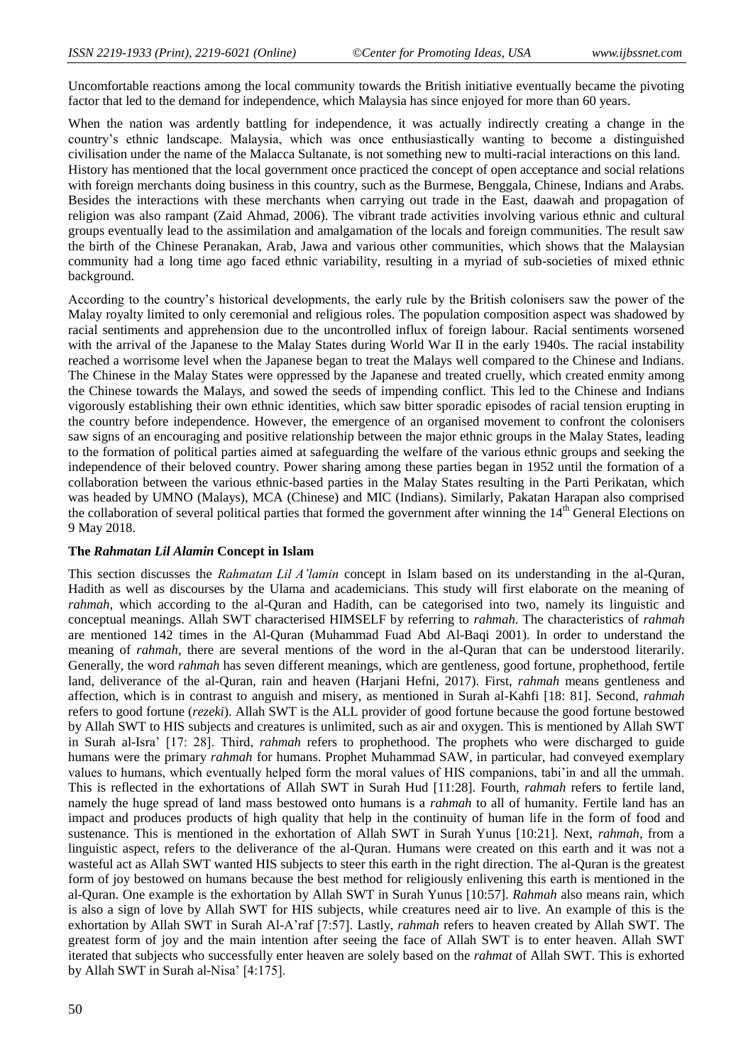Uncomfortable reactions among the local community towards the British initiative eventually became the pivoting factor that led to the demand for independence, which Malaysia has since enjoyed for more than 60 years.

When the nation was ardently battling for independence, it was actually indirectly creating a change in the country's ethnic landscape. Malaysia, which was once enthusiastically wanting to become a distinguished civilisation under the name of the Malacca Sultanate, is not something new to multi-racial interactions on this land. History has mentioned that the local government once practiced the concept of open acceptance and social relations with foreign merchants doing business in this country, such as the Burmese, Benggala, Chinese, Indians and Arabs. Besides the interactions with these merchants when carrying out trade in the East, daawah and propagation of religion was also rampant (Zaid Ahmad, 2006). The vibrant trade activities involving various ethnic and cultural groups eventually lead to the assimilation and amalgamation of the locals and foreign communities. The result saw the birth of the Chinese Peranakan, Arab, Jawa and various other communities, which shows that the Malaysian community had a long time ago faced ethnic variability, resulting in a myriad of sub-societies of mixed ethnic background.

According to the country's historical developments, the early rule by the British colonisers saw the power of the Malay royalty limited to only ceremonial and religious roles. The population composition aspect was shadowed by racial sentiments and apprehension due to the uncontrolled influx of foreign labour. Racial sentiments worsened with the arrival of the Japanese to the Malay States during World War II in the early 1940s. The racial instability reached a worrisome level when the Japanese began to treat the Malays well compared to the Chinese and Indians. The Chinese in the Malay States were oppressed by the Japanese and treated cruelly, which created enmity among the Chinese towards the Malays, and sowed the seeds of impending conflict. This led to the Chinese and Indians vigorously establishing their own ethnic identities, which saw bitter sporadic episodes of racial tension erupting in the country before independence. However, the emergence of an organised movement to confront the colonisers saw signs of an encouraging and positive relationship between the major ethnic groups in the Malay States, leading to the formation of political parties aimed at safeguarding the welfare of the various ethnic groups and seeking the independence of their beloved country. Power sharing among these parties began in 1952 until the formation of a collaboration between the various ethnic-based parties in the Malay States resulting in the Parti Perikatan, which was headed by UMNO (Malays), MCA (Chinese) and MIC (Indians). Similarly, Pakatan Harapan also comprised the collaboration of several political parties that formed the government after winning the 14th General Elections on 9 May 2018.

## The *Rahmatan Lil Alamin* Concept in Islam

This section discusses the *Rahmatan Lil A'lamin* concept in Islam based on its understanding in the al-Quran, Hadith as well as discourses by the Ulama and academicians. This study will first elaborate on the meaning of *rahmah*, which according to the al-Quran and Hadith, can be categorised into two, namely its linguistic and conceptual meanings. Allah SWT characterised HIMSELF by referring to *rahmah*. The characteristics of *rahmah* are mentioned 142 times in the Al-Quran (Muhammad Fuad Abd Al-Baqi 2001). In order to understand the meaning of *rahmah*, there are several mentions of the word in the al-Quran that can be understood literarily. Generally, the word *rahmah* has seven different meanings, which are gentleness, good fortune, prophethood, fertile land, deliverance of the al-Quran, rain and heaven (Harjani Hefni, 2017). First, *rahmah* means gentleness and affection, which is in contrast to anguish and misery, as mentioned in Surah al-Kahfi [18: 81]. Second, *rahmah* refers to good fortune (*rezeki*). Allah SWT is the ALL provider of good fortune because the good fortune bestowed by Allah SWT to HIS subjects and creatures is unlimited, such as air and oxygen. This is mentioned by Allah SWT in Surah al-Isra' [17: 28]. Third, *rahmah* refers to prophethood. The prophets who were discharged to guide humans were the primary *rahmah* for humans. Prophet Muhammad SAW, in particular, had conveyed exemplary values to humans, which eventually helped form the moral values of HIS companions, tabi'in and all the ummah. This is reflected in the exhortations of Allah SWT in Surah Hud [11:28]. Fourth, *rahmah* refers to fertile land, namely the huge spread of land mass bestowed onto humans is a *rahmah* to all of humanity. Fertile land has an impact and produces products of high quality that help in the continuity of human life in the form of food and sustenance. This is mentioned in the exhortation of Allah SWT in Surah Yunus [10:21]. Next, *rahmah*, from a linguistic aspect, refers to the deliverance of the al-Quran. Humans were created on this earth and it was not a wasteful act as Allah SWT wanted HIS subjects to steer this earth in the right direction. The al-Quran is the greatest form of joy bestowed on humans because the best method for religiously enlivening this earth is mentioned in the al-Quran. One example is the exhortation by Allah SWT in Surah Yunus [10:57]. *Rahmah* also means rain, which is also a sign of love by Allah SWT for HIS subjects, while creatures need air to live. An example of this is the exhortation by Allah SWT in Surah Al-A'raf [7:57]. Lastly, *rahmah* refers to heaven created by Allah SWT. The greatest form of joy and the main intention after seeing the face of Allah SWT is to enter heaven. Allah SWT iterated that subjects who successfully enter heaven are solely based on the *rahmat* of Allah SWT. This is exhorted by Allah SWT in Surah al-Nisa' [4:175].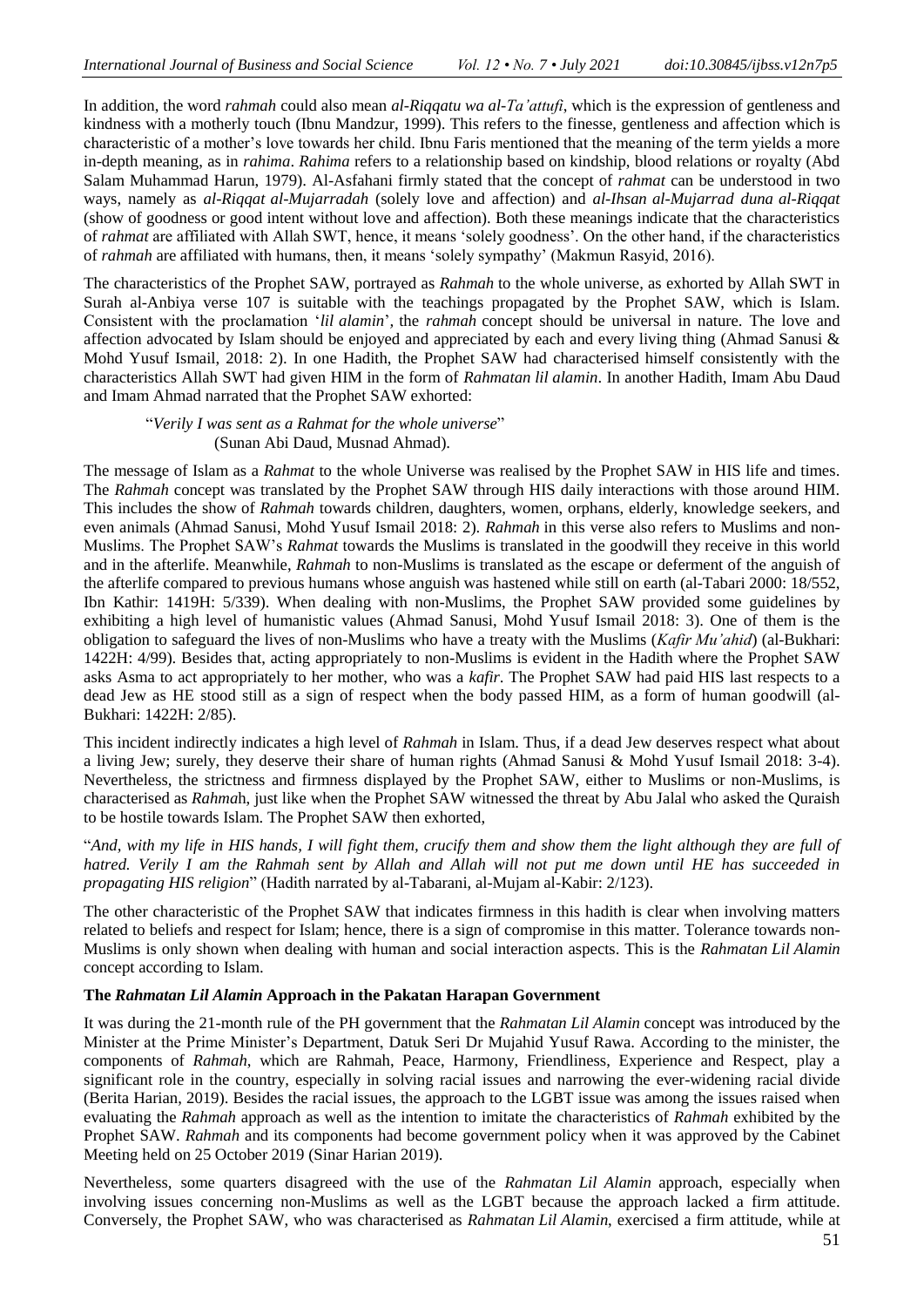In addition, the word *rahmah* could also mean *al-Riqqatu wa al-Ta'attufi*, which is the expression of gentleness and kindness with a motherly touch (Ibnu Mandzur, 1999). This refers to the finesse, gentleness and affection which is characteristic of a mother's love towards her child. Ibnu Faris mentioned that the meaning of the term yields a more in-depth meaning, as in *rahima*. *Rahima* refers to a relationship based on kindship, blood relations or royalty (Abd Salam Muhammad Harun, 1979). Al-Asfahani firmly stated that the concept of *rahmat* can be understood in two ways, namely as *al-Riqqat al-Mujarradah* (solely love and affection) and *al-Ihsan al-Mujarrad duna al-Riqqat* (show of goodness or good intent without love and affection). Both these meanings indicate that the characteristics of *rahmat* are affiliated with Allah SWT, hence, it means 'solely goodness'. On the other hand, if the characteristics of *rahmah* are affiliated with humans, then, it means 'solely sympathy' (Makmun Rasyid, 2016).

The characteristics of the Prophet SAW, portrayed as *Rahmah* to the whole universe, as exhorted by Allah SWT in Surah al-Anbiya verse 107 is suitable with the teachings propagated by the Prophet SAW, which is Islam. Consistent with the proclamation '*lil alamin*', the *rahmah* concept should be universal in nature. The love and affection advocated by Islam should be enjoyed and appreciated by each and every living thing (Ahmad Sanusi & Mohd Yusuf Ismail, 2018: 2). In one Hadith, the Prophet SAW had characterised himself consistently with the characteristics Allah SWT had given HIM in the form of *Rahmatan lil alamin*. In another Hadith, Imam Abu Daud and Imam Ahmad narrated that the Prophet SAW exhorted:

> "*Verily I was sent as a Rahmat for the whole universe*"
> (Sunan Abi Daud, Musnad Ahmad).

The message of Islam as a *Rahmat* to the whole Universe was realised by the Prophet SAW in HIS life and times. The *Rahmah* concept was translated by the Prophet SAW through HIS daily interactions with those around HIM. This includes the show of *Rahmah* towards children, daughters, women, orphans, elderly, knowledge seekers, and even animals (Ahmad Sanusi, Mohd Yusuf Ismail 2018: 2). *Rahmah* in this verse also refers to Muslims and non-Muslims. The Prophet SAW's *Rahmat* towards the Muslims is translated in the goodwill they receive in this world and in the afterlife. Meanwhile, *Rahmah* to non-Muslims is translated as the escape or deferment of the anguish of the afterlife compared to previous humans whose anguish was hastened while still on earth (al-Tabari 2000: 18/552, Ibn Kathir: 1419H: 5/339). When dealing with non-Muslims, the Prophet SAW provided some guidelines by exhibiting a high level of humanistic values (Ahmad Sanusi, Mohd Yusuf Ismail 2018: 3). One of them is the obligation to safeguard the lives of non-Muslims who have a treaty with the Muslims (*Kafir Mu'ahid*) (al-Bukhari: 1422H: 4/99). Besides that, acting appropriately to non-Muslims is evident in the Hadith where the Prophet SAW asks Asma to act appropriately to her mother, who was a *kafir*. The Prophet SAW had paid HIS last respects to a dead Jew as HE stood still as a sign of respect when the body passed HIM, as a form of human goodwill (al-Bukhari: 1422H: 2/85).

This incident indirectly indicates a high level of *Rahmah* in Islam. Thus, if a dead Jew deserves respect what about a living Jew; surely, they deserve their share of human rights (Ahmad Sanusi & Mohd Yusuf Ismail 2018: 3-4). Nevertheless, the strictness and firmness displayed by the Prophet SAW, either to Muslims or non-Muslims, is characterised as *Rahmah*, just like when the Prophet SAW witnessed the threat by Abu Jalal who asked the Quraish to be hostile towards Islam. The Prophet SAW then exhorted,

"*And, with my life in HIS hands, I will fight them, crucify them and show them the light although they are full of hatred. Verily I am the Rahmah sent by Allah and Allah will not put me down until HE has succeeded in propagating HIS religion*" (Hadith narrated by al-Tabarani, al-Mujam al-Kabir: 2/123).

The other characteristic of the Prophet SAW that indicates firmness in this hadith is clear when involving matters related to beliefs and respect for Islam; hence, there is a sign of compromise in this matter. Tolerance towards non-Muslims is only shown when dealing with human and social interaction aspects. This is the *Rahmatan Lil Alamin* concept according to Islam.

**The *Rahmatan Lil Alamin* Approach in the Pakatan Harapan Government**

It was during the 21-month rule of the PH government that the *Rahmatan Lil Alamin* concept was introduced by the Minister at the Prime Minister's Department, Datuk Seri Dr Mujahid Yusuf Rawa. According to the minister, the components of *Rahmah*, which are Rahmah, Peace, Harmony, Friendliness, Experience and Respect, play a significant role in the country, especially in solving racial issues and narrowing the ever-widening racial divide (Berita Harian, 2019). Besides the racial issues, the approach to the LGBT issue was among the issues raised when evaluating the *Rahmah* approach as well as the intention to imitate the characteristics of *Rahmah* exhibited by the Prophet SAW. *Rahmah* and its components had become government policy when it was approved by the Cabinet Meeting held on 25 October 2019 (Sinar Harian 2019).

Nevertheless, some quarters disagreed with the use of the *Rahmatan Lil Alamin* approach, especially when involving issues concerning non-Muslims as well as the LGBT because the approach lacked a firm attitude. Conversely, the Prophet SAW, who was characterised as *Rahmatan Lil Alamin*, exercised a firm attitude, while at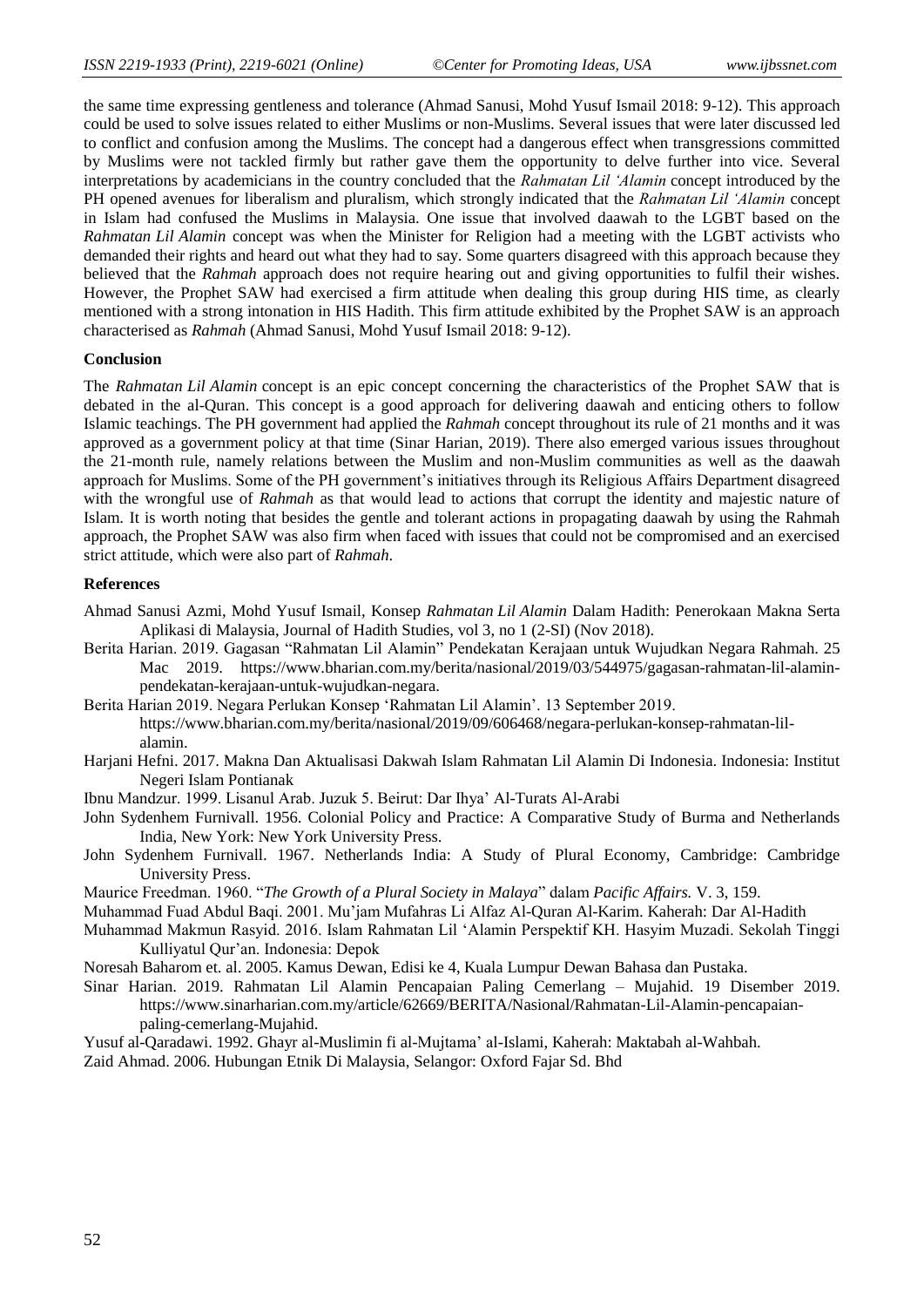the same time expressing gentleness and tolerance (Ahmad Sanusi, Mohd Yusuf Ismail 2018: 9-12). This approach could be used to solve issues related to either Muslims or non-Muslims. Several issues that were later discussed led to conflict and confusion among the Muslims. The concept had a dangerous effect when transgressions committed by Muslims were not tackled firmly but rather gave them the opportunity to delve further into vice. Several interpretations by academicians in the country concluded that the *Rahmatan Lil 'Alamin* concept introduced by the PH opened avenues for liberalism and pluralism, which strongly indicated that the *Rahmatan Lil 'Alamin* concept in Islam had confused the Muslims in Malaysia. One issue that involved daawah to the LGBT based on the *Rahmatan Lil Alamin* concept was when the Minister for Religion had a meeting with the LGBT activists who demanded their rights and heard out what they had to say. Some quarters disagreed with this approach because they believed that the *Rahmah* approach does not require hearing out and giving opportunities to fulfil their wishes. However, the Prophet SAW had exercised a firm attitude when dealing this group during HIS time, as clearly mentioned with a strong intonation in HIS Hadith. This firm attitude exhibited by the Prophet SAW is an approach characterised as *Rahmah* (Ahmad Sanusi, Mohd Yusuf Ismail 2018: 9-12).

## Conclusion

The *Rahmatan Lil Alamin* concept is an epic concept concerning the characteristics of the Prophet SAW that is debated in the al-Quran. This concept is a good approach for delivering daawah and enticing others to follow Islamic teachings. The PH government had applied the *Rahmah* concept throughout its rule of 21 months and it was approved as a government policy at that time (Sinar Harian, 2019). There also emerged various issues throughout the 21-month rule, namely relations between the Muslim and non-Muslim communities as well as the daawah approach for Muslims. Some of the PH government's initiatives through its Religious Affairs Department disagreed with the wrongful use of *Rahmah* as that would lead to actions that corrupt the identity and majestic nature of Islam. It is worth noting that besides the gentle and tolerant actions in propagating daawah by using the Rahmah approach, the Prophet SAW was also firm when faced with issues that could not be compromised and an exercised strict attitude, which were also part of *Rahmah*.

## References

Ahmad Sanusi Azmi, Mohd Yusuf Ismail, Konsep *Rahmatan Lil Alamin* Dalam Hadith: Penerokaan Makna Serta Aplikasi di Malaysia, Journal of Hadith Studies, vol 3, no 1 (2-SI) (Nov 2018).

Berita Harian. 2019. Gagasan "Rahmatan Lil Alamin" Pendekatan Kerajaan untuk Wujudkan Negara Rahmah. 25 Mac 2019. https://www.bharian.com.my/berita/nasional/2019/03/544975/gagasan-rahmatan-lil-alamin-pendekatan-kerajaan-untuk-wujudkan-negara.

Berita Harian 2019. Negara Perlukan Konsep 'Rahmatan Lil Alamin'. 13 September 2019. https://www.bharian.com.my/berita/nasional/2019/09/606468/negara-perlukan-konsep-rahmatan-lil-alamin.

Harjani Hefni. 2017. Makna Dan Aktualisasi Dakwah Islam Rahmatan Lil Alamin Di Indonesia. Indonesia: Institut Negeri Islam Pontianak

Ibnu Mandzur. 1999. Lisanul Arab. Juzuk 5. Beirut: Dar Ihya' Al-Turats Al-Arabi

John Sydenhem Furnivall. 1956. Colonial Policy and Practice: A Comparative Study of Burma and Netherlands India, New York: New York University Press.

John Sydenhem Furnivall. 1967. Netherlands India: A Study of Plural Economy, Cambridge: Cambridge University Press.

Maurice Freedman. 1960. "*The Growth of a Plural Society in Malaya*" dalam *Pacific Affairs.* V. 3, 159.

Muhammad Fuad Abdul Baqi. 2001. Mu'jam Mufahras Li Alfaz Al-Quran Al-Karim. Kaherah: Dar Al-Hadith

Muhammad Makmun Rasyid. 2016. Islam Rahmatan Lil 'Alamin Perspektif KH. Hasyim Muzadi. Sekolah Tinggi Kulliyatul Qur'an. Indonesia: Depok

Noresah Baharom et. al. 2005. Kamus Dewan, Edisi ke 4, Kuala Lumpur Dewan Bahasa dan Pustaka.

Sinar Harian. 2019. Rahmatan Lil Alamin Pencapaian Paling Cemerlang – Mujahid. 19 Disember 2019. https://www.sinarharian.com.my/article/62669/BERITA/Nasional/Rahmatan-Lil-Alamin-pencapaian-paling-cemerlang-Mujahid.

Yusuf al-Qaradawi. 1992. Ghayr al-Muslimin fi al-Mujtama' al-Islami, Kaherah: Maktabah al-Wahbah.

Zaid Ahmad. 2006. Hubungan Etnik Di Malaysia, Selangor: Oxford Fajar Sd. Bhd